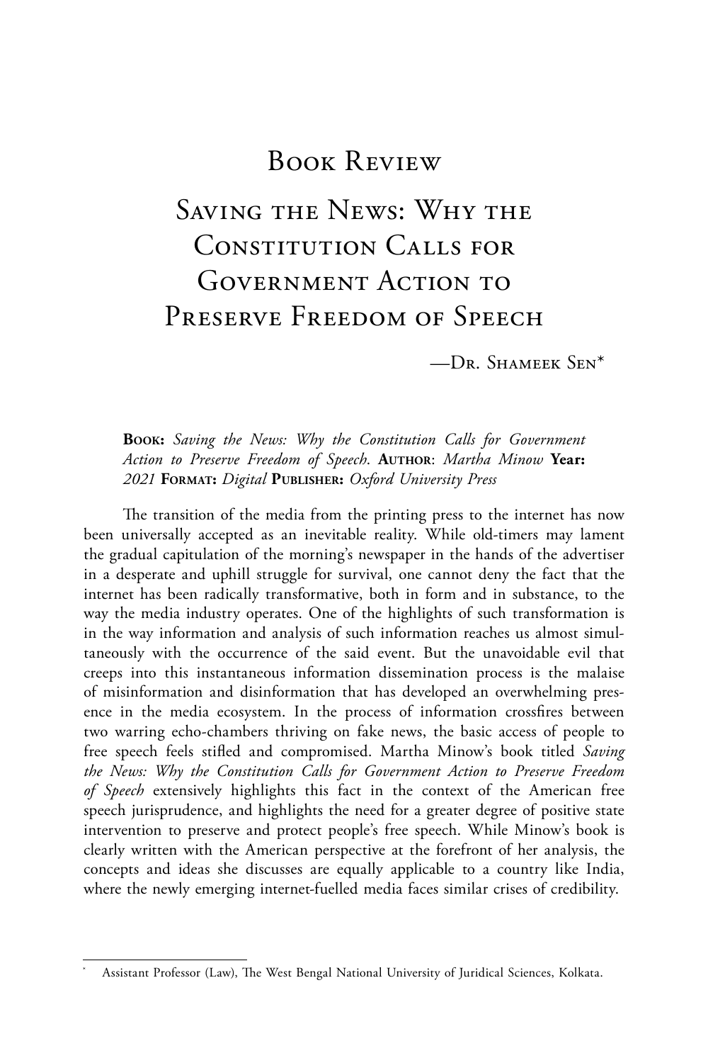# Book Review

## Saving the News: Why the Constitution Calls for Government Action to Preserve Freedom of Speech

—Dr. Shameek Sen*

**Book:** *Saving the News: Why the Constitution Calls for Government Action to Preserve Freedom of Speech.* **Author**: *Martha Minow* **Year:** *2021* **Format:** *Digital* **Publisher:** *Oxford University Press*

The transition of the media from the printing press to the internet has now been universally accepted as an inevitable reality. While old-timers may lament the gradual capitulation of the morning's newspaper in the hands of the advertiser in a desperate and uphill struggle for survival, one cannot deny the fact that the internet has been radically transformative, both in form and in substance, to the way the media industry operates. One of the highlights of such transformation is in the way information and analysis of such information reaches us almost simultaneously with the occurrence of the said event. But the unavoidable evil that creeps into this instantaneous information dissemination process is the malaise of misinformation and disinformation that has developed an overwhelming presence in the media ecosystem. In the process of information crossfires between two warring echo-chambers thriving on fake news, the basic access of people to free speech feels stifled and compromised. Martha Minow's book titled *Saving the News: Why the Constitution Calls for Government Action to Preserve Freedom of Speech* extensively highlights this fact in the context of the American free speech jurisprudence, and highlights the need for a greater degree of positive state intervention to preserve and protect people's free speech. While Minow's book is clearly written with the American perspective at the forefront of her analysis, the concepts and ideas she discusses are equally applicable to a country like India, where the newly emerging internet-fuelled media faces similar crises of credibility.

---

\* Assistant Professor (Law), The West Bengal National University of Juridical Sciences, Kolkata.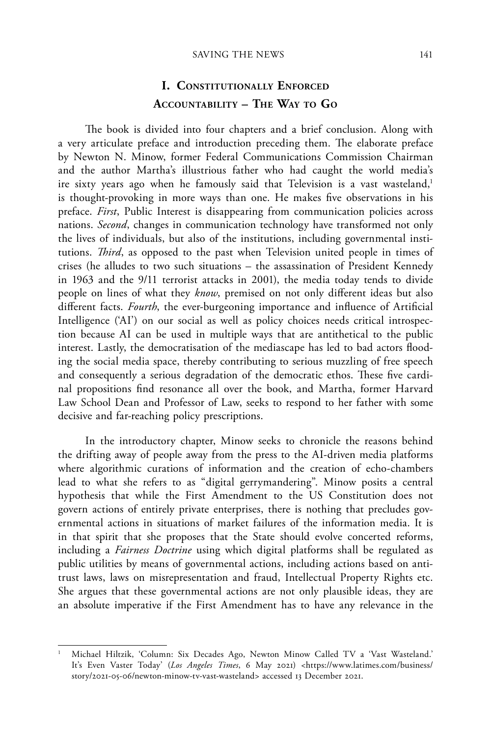## I. Constitutionally Enforced Accountability – The Way to Go

The book is divided into four chapters and a brief conclusion. Along with a very articulate preface and introduction preceding them. The elaborate preface by Newton N. Minow, former Federal Communications Commission Chairman and the author Martha's illustrious father who had caught the world media's ire sixty years ago when he famously said that Television is a vast wasteland,[1] is thought-provoking in more ways than one. He makes five observations in his preface. *First*, Public Interest is disappearing from communication policies across nations. *Second*, changes in communication technology have transformed not only the lives of individuals, but also of the institutions, including governmental institutions. *Third*, as opposed to the past when Television united people in times of crises (he alludes to two such situations – the assassination of President Kennedy in 1963 and the 9/11 terrorist attacks in 2001), the media today tends to divide people on lines of what they *know*, premised on not only different ideas but also different facts. *Fourth*, the ever-burgeoning importance and influence of Artificial Intelligence ('AI') on our social as well as policy choices needs critical introspection because AI can be used in multiple ways that are antithetical to the public interest. Lastly, the democratisation of the mediascape has led to bad actors flooding the social media space, thereby contributing to serious muzzling of free speech and consequently a serious degradation of the democratic ethos. These five cardinal propositions find resonance all over the book, and Martha, former Harvard Law School Dean and Professor of Law, seeks to respond to her father with some decisive and far-reaching policy prescriptions.

In the introductory chapter, Minow seeks to chronicle the reasons behind the drifting away of people away from the press to the AI-driven media platforms where algorithmic curations of information and the creation of echo-chambers lead to what she refers to as "digital gerrymandering". Minow posits a central hypothesis that while the First Amendment to the US Constitution does not govern actions of entirely private enterprises, there is nothing that precludes governmental actions in situations of market failures of the information media. It is in that spirit that she proposes that the State should evolve concerted reforms, including a *Fairness Doctrine* using which digital platforms shall be regulated as public utilities by means of governmental actions, including actions based on antitrust laws, laws on misrepresentation and fraud, Intellectual Property Rights etc. She argues that these governmental actions are not only plausible ideas, they are an absolute imperative if the First Amendment has to have any relevance in the

---

[1] Michael Hiltzik, 'Column: Six Decades Ago, Newton Minow Called TV a 'Vast Wasteland.' It's Even Vaster Today' (*Los Angeles Times*, 6 May 2021) <https://www.latimes.com/business/story/2021-05-06/newton-minow-tv-vast-wasteland> accessed 13 December 2021.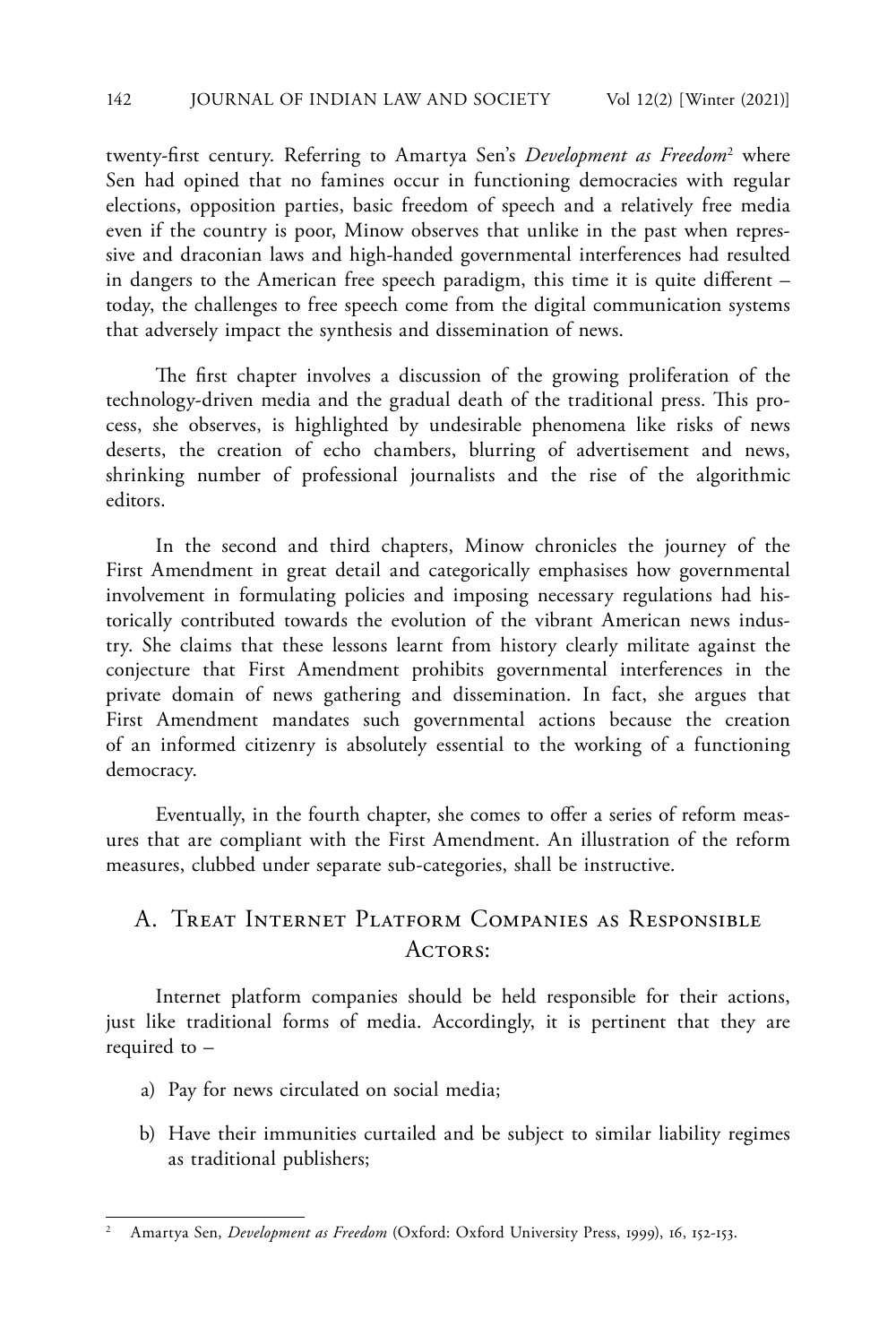twenty-first century. Referring to Amartya Sen's *Development as Freedom*[2] where Sen had opined that no famines occur in functioning democracies with regular elections, opposition parties, basic freedom of speech and a relatively free media even if the country is poor, Minow observes that unlike in the past when repressive and draconian laws and high-handed governmental interferences had resulted in dangers to the American free speech paradigm, this time it is quite different – today, the challenges to free speech come from the digital communication systems that adversely impact the synthesis and dissemination of news.

The first chapter involves a discussion of the growing proliferation of the technology-driven media and the gradual death of the traditional press. This process, she observes, is highlighted by undesirable phenomena like risks of news deserts, the creation of echo chambers, blurring of advertisement and news, shrinking number of professional journalists and the rise of the algorithmic editors.

In the second and third chapters, Minow chronicles the journey of the First Amendment in great detail and categorically emphasises how governmental involvement in formulating policies and imposing necessary regulations had historically contributed towards the evolution of the vibrant American news industry. She claims that these lessons learnt from history clearly militate against the conjecture that First Amendment prohibits governmental interferences in the private domain of news gathering and dissemination. In fact, she argues that First Amendment mandates such governmental actions because the creation of an informed citizenry is absolutely essential to the working of a functioning democracy.

Eventually, in the fourth chapter, she comes to offer a series of reform measures that are compliant with the First Amendment. An illustration of the reform measures, clubbed under separate sub-categories, shall be instructive.

## A. Treat Internet Platform Companies as Responsible Actors:

Internet platform companies should be held responsible for their actions, just like traditional forms of media. Accordingly, it is pertinent that they are required to –

a) Pay for news circulated on social media;

b) Have their immunities curtailed and be subject to similar liability regimes as traditional publishers;

---

[2] Amartya Sen, *Development as Freedom* (Oxford: Oxford University Press, 1999), 16, 152-153.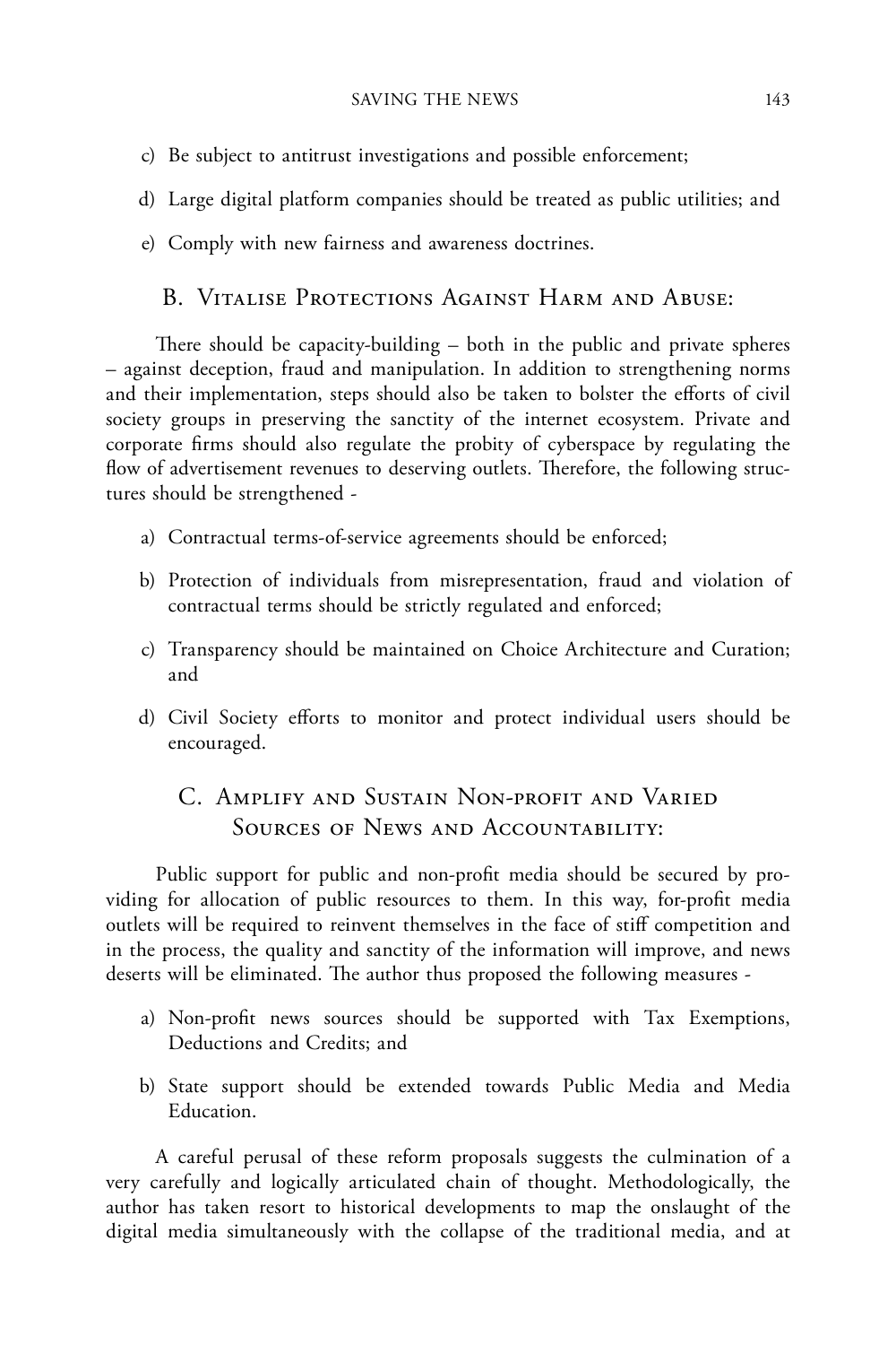c) Be subject to antitrust investigations and possible enforcement;

d) Large digital platform companies should be treated as public utilities; and

e) Comply with new fairness and awareness doctrines.

## B. Vitalise Protections Against Harm and Abuse:

There should be capacity-building – both in the public and private spheres – against deception, fraud and manipulation. In addition to strengthening norms and their implementation, steps should also be taken to bolster the efforts of civil society groups in preserving the sanctity of the internet ecosystem. Private and corporate firms should also regulate the probity of cyberspace by regulating the flow of advertisement revenues to deserving outlets. Therefore, the following structures should be strengthened -

a) Contractual terms-of-service agreements should be enforced;

b) Protection of individuals from misrepresentation, fraud and violation of contractual terms should be strictly regulated and enforced;

c) Transparency should be maintained on Choice Architecture and Curation; and

d) Civil Society efforts to monitor and protect individual users should be encouraged.

## C. Amplify and Sustain Non-profit and Varied Sources of News and Accountability:

Public support for public and non-profit media should be secured by providing for allocation of public resources to them. In this way, for-profit media outlets will be required to reinvent themselves in the face of stiff competition and in the process, the quality and sanctity of the information will improve, and news deserts will be eliminated. The author thus proposed the following measures -

a) Non-profit news sources should be supported with Tax Exemptions, Deductions and Credits; and

b) State support should be extended towards Public Media and Media Education.

A careful perusal of these reform proposals suggests the culmination of a very carefully and logically articulated chain of thought. Methodologically, the author has taken resort to historical developments to map the onslaught of the digital media simultaneously with the collapse of the traditional media, and at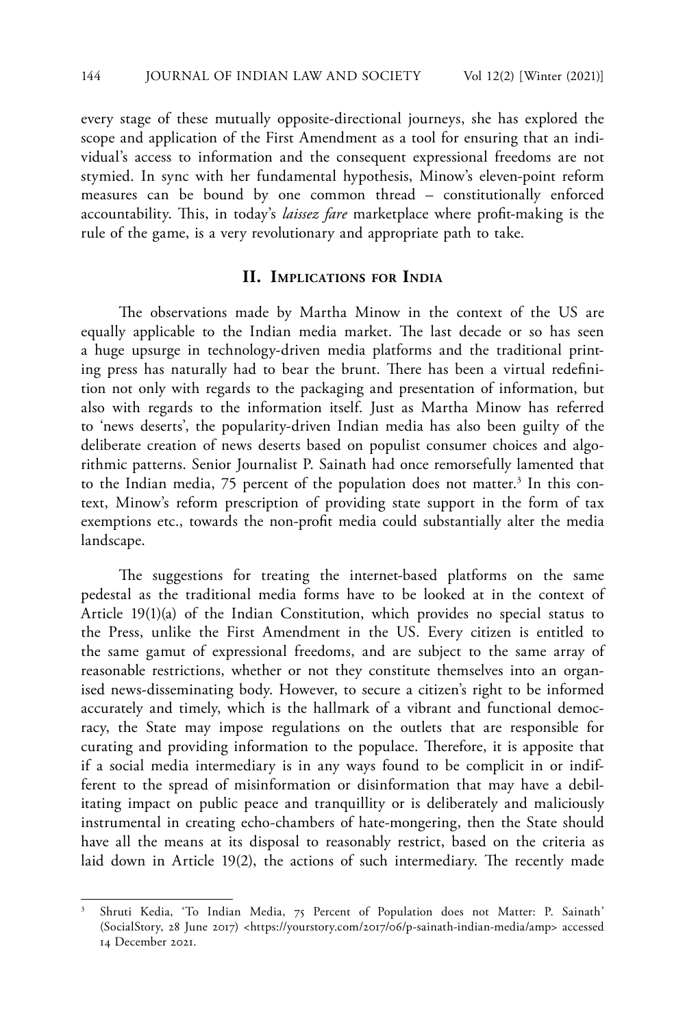every stage of these mutually opposite-directional journeys, she has explored the scope and application of the First Amendment as a tool for ensuring that an individual's access to information and the consequent expressional freedoms are not stymied. In sync with her fundamental hypothesis, Minow's eleven-point reform measures can be bound by one common thread – constitutionally enforced accountability. This, in today's *laissez fare* marketplace where profit-making is the rule of the game, is a very revolutionary and appropriate path to take.

## II. Implications for India

The observations made by Martha Minow in the context of the US are equally applicable to the Indian media market. The last decade or so has seen a huge upsurge in technology-driven media platforms and the traditional printing press has naturally had to bear the brunt. There has been a virtual redefinition not only with regards to the packaging and presentation of information, but also with regards to the information itself. Just as Martha Minow has referred to 'news deserts', the popularity-driven Indian media has also been guilty of the deliberate creation of news deserts based on populist consumer choices and algorithmic patterns. Senior Journalist P. Sainath had once remorsefully lamented that to the Indian media, 75 percent of the population does not matter.[3] In this context, Minow's reform prescription of providing state support in the form of tax exemptions etc., towards the non-profit media could substantially alter the media landscape.

The suggestions for treating the internet-based platforms on the same pedestal as the traditional media forms have to be looked at in the context of Article 19(1)(a) of the Indian Constitution, which provides no special status to the Press, unlike the First Amendment in the US. Every citizen is entitled to the same gamut of expressional freedoms, and are subject to the same array of reasonable restrictions, whether or not they constitute themselves into an organised news-disseminating body. However, to secure a citizen's right to be informed accurately and timely, which is the hallmark of a vibrant and functional democracy, the State may impose regulations on the outlets that are responsible for curating and providing information to the populace. Therefore, it is apposite that if a social media intermediary is in any ways found to be complicit in or indifferent to the spread of misinformation or disinformation that may have a debilitating impact on public peace and tranquillity or is deliberately and maliciously instrumental in creating echo-chambers of hate-mongering, then the State should have all the means at its disposal to reasonably restrict, based on the criteria as laid down in Article 19(2), the actions of such intermediary. The recently made

[3] Shruti Kedia, 'To Indian Media, 75 Percent of Population does not Matter: P. Sainath' (SocialStory, 28 June 2017) <https://yourstory.com/2017/06/p-sainath-indian-media/amp> accessed 14 December 2021.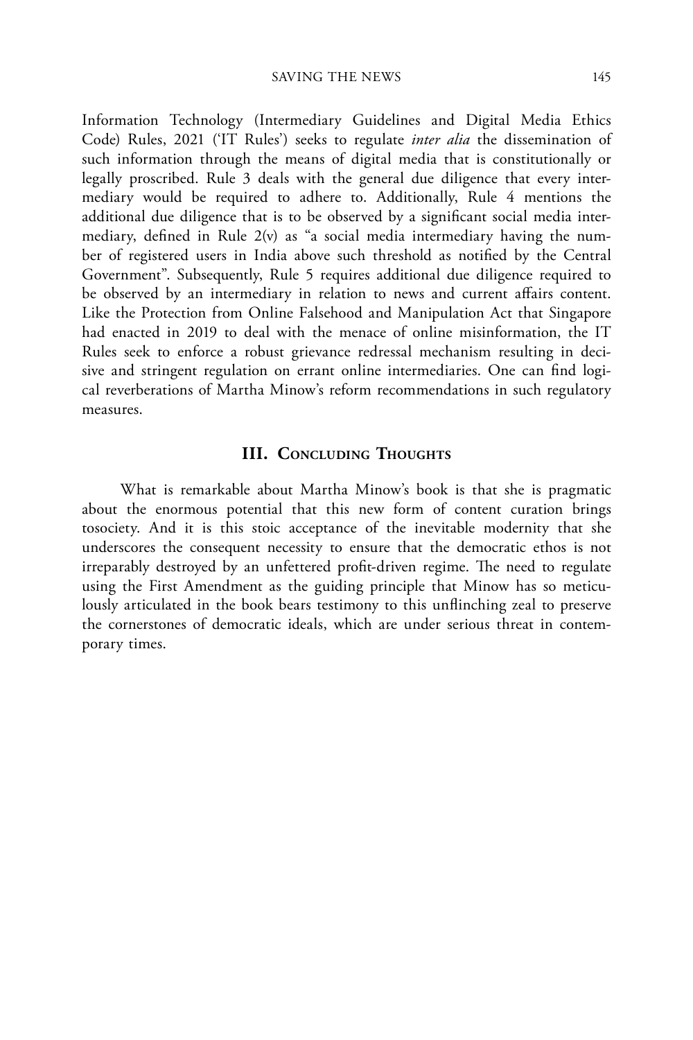Information Technology (Intermediary Guidelines and Digital Media Ethics Code) Rules, 2021 ('IT Rules') seeks to regulate *inter alia* the dissemination of such information through the means of digital media that is constitutionally or legally proscribed. Rule 3 deals with the general due diligence that every intermediary would be required to adhere to. Additionally, Rule 4 mentions the additional due diligence that is to be observed by a significant social media intermediary, defined in Rule 2(v) as "a social media intermediary having the number of registered users in India above such threshold as notified by the Central Government". Subsequently, Rule 5 requires additional due diligence required to be observed by an intermediary in relation to news and current affairs content. Like the Protection from Online Falsehood and Manipulation Act that Singapore had enacted in 2019 to deal with the menace of online misinformation, the IT Rules seek to enforce a robust grievance redressal mechanism resulting in decisive and stringent regulation on errant online intermediaries. One can find logical reverberations of Martha Minow's reform recommendations in such regulatory measures.

## III. Concluding Thoughts

What is remarkable about Martha Minow's book is that she is pragmatic about the enormous potential that this new form of content curation brings tosociety. And it is this stoic acceptance of the inevitable modernity that she underscores the consequent necessity to ensure that the democratic ethos is not irreparably destroyed by an unfettered profit-driven regime. The need to regulate using the First Amendment as the guiding principle that Minow has so meticulously articulated in the book bears testimony to this unflinching zeal to preserve the cornerstones of democratic ideals, which are under serious threat in contemporary times.